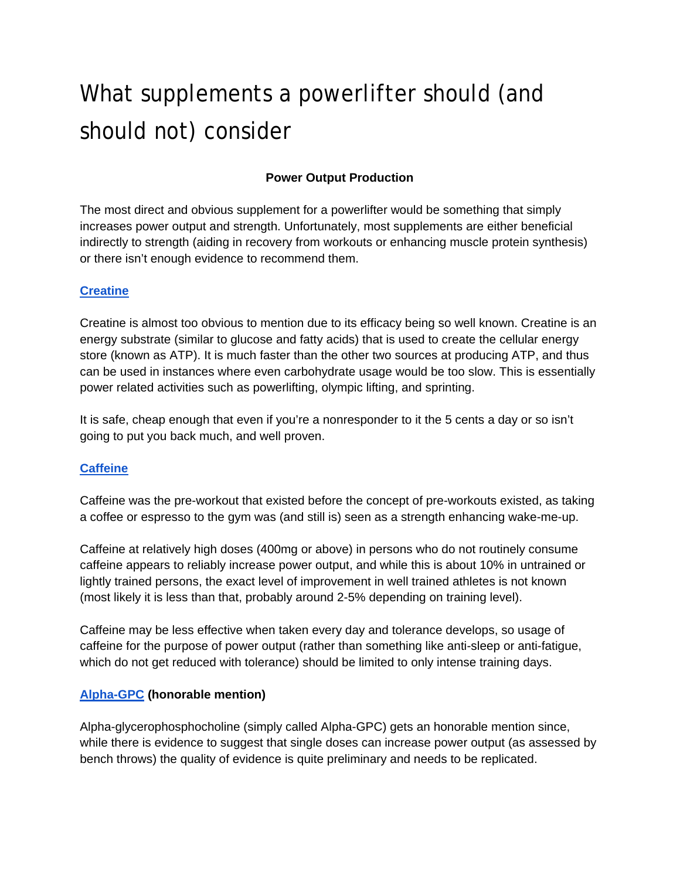# What supplements a powerlifter should (and should not) consider

## Power Output Production

The most direct and obvious supplement for a powerlifter would be something that simply increases power output and strength. Unfortunately, most supplements are either beneficial indirectly to strength (aiding in recovery from workouts or enhancing muscle protein synthesis) or there isn't enough evidence to recommend them.

### **Creatine**

Creatine is almost too obvious to mention due to its efficacy being so well known. Creatine is an energy substrate (similar to glucose and fatty acids) that is used to create the cellular energy store (known as ATP). It is much faster than the other two sources at producing ATP, and thus can be used in instances where even carbohydrate usage would be too slow. This is essentially power related activities such as powerlifting, olympic lifting, and sprinting.

It is safe, cheap enough that even if you're a nonresponder to it the 5 cents a day or so isn't going to put you back much, and well proven.

### **Caffeine**

Caffeine was the pre-workout that existed before the concept of pre-workouts existed, as taking a coffee or espresso to the gym was (and still is) seen as a strength enhancing wake-me-up.

Caffeine at relatively high doses (400mg or above) in persons who do not routinely consume caffeine appears to reliably increase power output, and while this is about 10% in untrained or lightly trained persons, the exact level of improvement in well trained athletes is not known (most likely it is less than that, probably around 2-5% depending on training level).

Caffeine may be less effective when taken every day and tolerance develops, so usage of caffeine for the purpose of power output (rather than something like anti-sleep or anti-fatigue, which do not get reduced with tolerance) should be limited to only intense training days.

### **Alpha-GPC (honorable mention)**

Alpha-glycerophosphocholine (simply called Alpha-GPC) gets an honorable mention since, while there is evidence to suggest that single doses can increase power output (as assessed by bench throws) the quality of evidence is quite preliminary and needs to be replicated.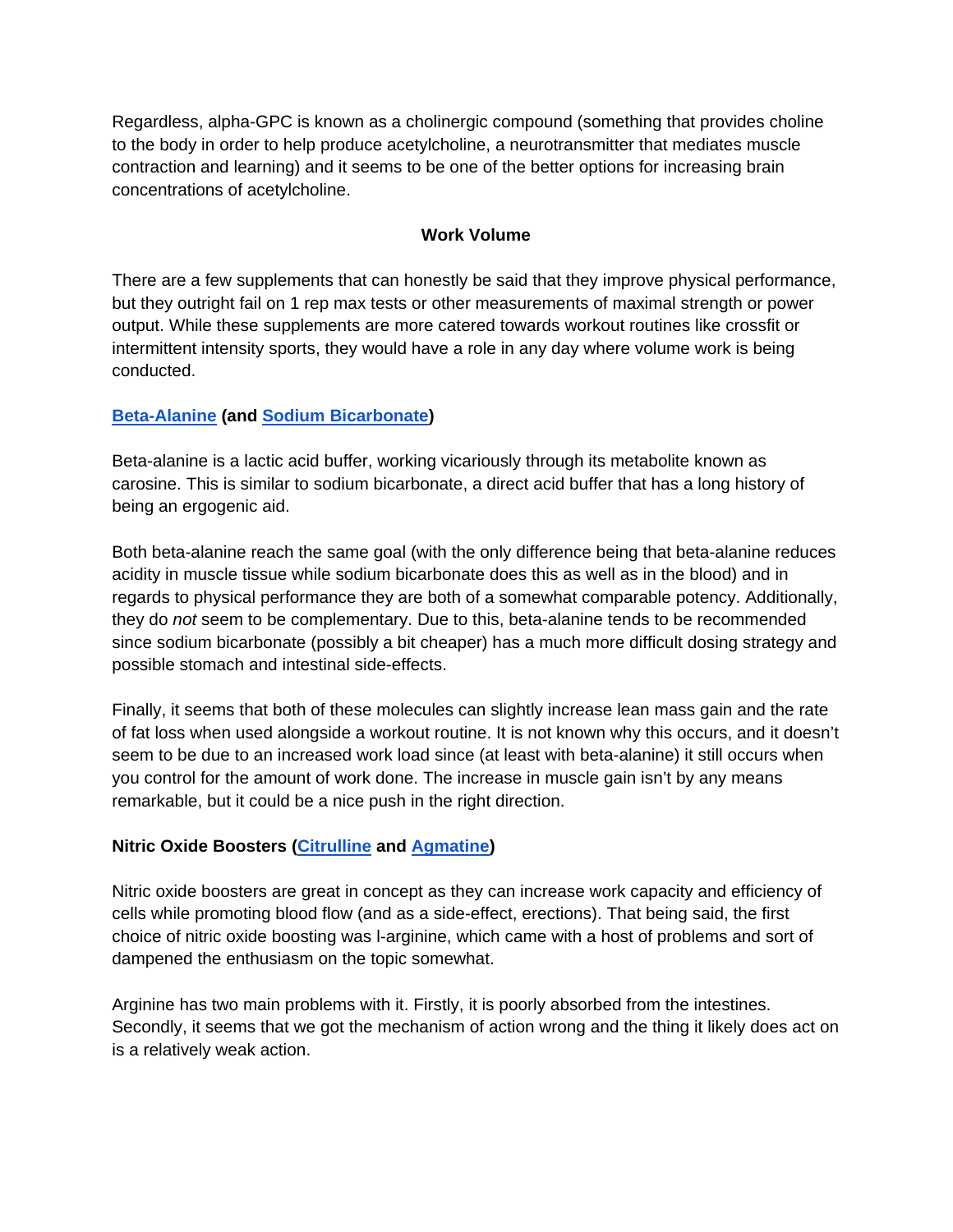Regardless, alpha-GPC is known as a cholinergic compound (something that provides choline to the body in order to help produce acetylcholine, a neurotransmitter that mediates muscle contraction and learning) and it seems to be one of the better options for increasing brain concentrations of acetylcholine.

## Work Volume

There are a few supplements that can honestly be said that they improve physical performance, but they outright fail on 1 rep max tests or other measurements of maximal strength or power output. While these supplements are more catered towards workout routines like crossfit or intermittent intensity sports, they would have a role in any day where volume work is being conducted.

### Beta-Alanine (and Sodium Bicarbonate)

Beta-alanine is a lactic acid buffer, working vicariously through its metabolite known as carosine. This is similar to sodium bicarbonate, a direct acid buffer that has a long history of being an ergogenic aid.

Both beta-alanine reach the same goal (with the only difference being that beta-alanine reduces acidity in muscle tissue while sodium bicarbonate does this as well as in the blood) and in regards to physical performance they are both of a somewhat comparable potency. Additionally, they do *not* seem to be complementary. Due to this, beta-alanine tends to be recommended since sodium bicarbonate (possibly a bit cheaper) has a much more difficult dosing strategy and possible stomach and intestinal side-effects.

Finally, it seems that both of these molecules can slightly increase lean mass gain and the rate of fat loss when used alongside a workout routine. It is not known why this occurs, and it doesn't seem to be due to an increased work load since (at least with beta-alanine) it still occurs when you control for the amount of work done. The increase in muscle gain isn't by any means remarkable, but it could be a nice push in the right direction.

### Nitric Oxide Boosters (Citrulline and Agmatine)

Nitric oxide boosters are great in concept as they can increase work capacity and efficiency of cells while promoting blood flow (and as a side-effect, erections). That being said, the first choice of nitric oxide boosting was l-arginine, which came with a host of problems and sort of dampened the enthusiasm on the topic somewhat.

Arginine has two main problems with it. Firstly, it is poorly absorbed from the intestines. Secondly, it seems that we got the mechanism of action wrong and the thing it likely does act on is a relatively weak action.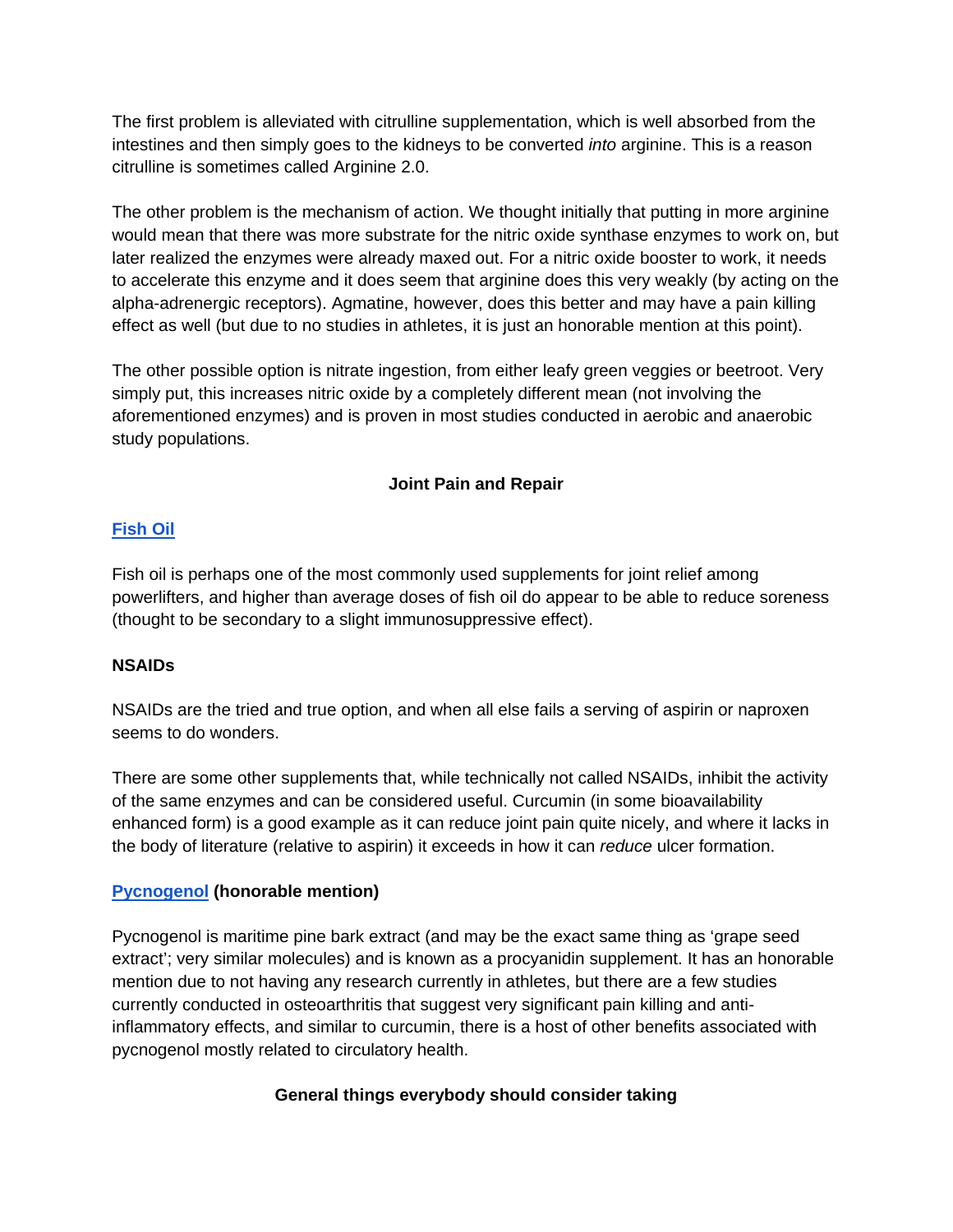The first problem is alleviated with citrulline supplementation, which is well absorbed from the intestines and then simply goes to the kidneys to be converted *into* arginine. This is a reason citrulline is sometimes called Arginine 2.0.

The other problem is the mechanism of action. We thought initially that putting in more arginine would mean that there was more substrate for the nitric oxide synthase enzymes to work on, but later realized the enzymes were already maxed out. For a nitric oxide booster to work, it needs to accelerate this enzyme and it does seem that arginine does this very weakly (by acting on the alpha-adrenergic receptors). Agmatine, however, does this better and may have a pain killing effect as well (but due to no studies in athletes, it is just an honorable mention at this point).

The other possible option is nitrate ingestion, from either leafy green veggies or beetroot. Very simply put, this increases nitric oxide by a completely different mean (not involving the aforementioned enzymes) and is proven in most studies conducted in aerobic and anaerobic study populations.

## Joint Pain and Repair

### Fish Oil

Fish oil is perhaps one of the most commonly used supplements for joint relief among powerlifters, and higher than average doses of fish oil do appear to be able to reduce soreness (thought to be secondary to a slight immunosuppressive effect).

### NSAIDs

NSAIDs are the tried and true option, and when all else fails a serving of aspirin or naproxen seems to do wonders.

There are some other supplements that, while technically not called NSAIDs, inhibit the activity of the same enzymes and can be considered useful. Curcumin (in some bioavailability enhanced form) is a good example as it can reduce joint pain quite nicely, and where it lacks in the body of literature (relative to aspirin) it exceeds in how it can *reduce* ulcer formation.

### Pycnogenol (honorable mention)

Pycnogenol is maritime pine bark extract (and may be the exact same thing as 'grape seed extract'; very similar molecules) and is known as a procyanidin supplement. It has an honorable mention due to not having any research currently in athletes, but there are a few studies currently conducted in osteoarthritis that suggest very significant pain killing and anti-inflammatory effects, and similar to curcumin, there is a host of other benefits associated with pycnogenol mostly related to circulatory health.

## General things everybody should consider taking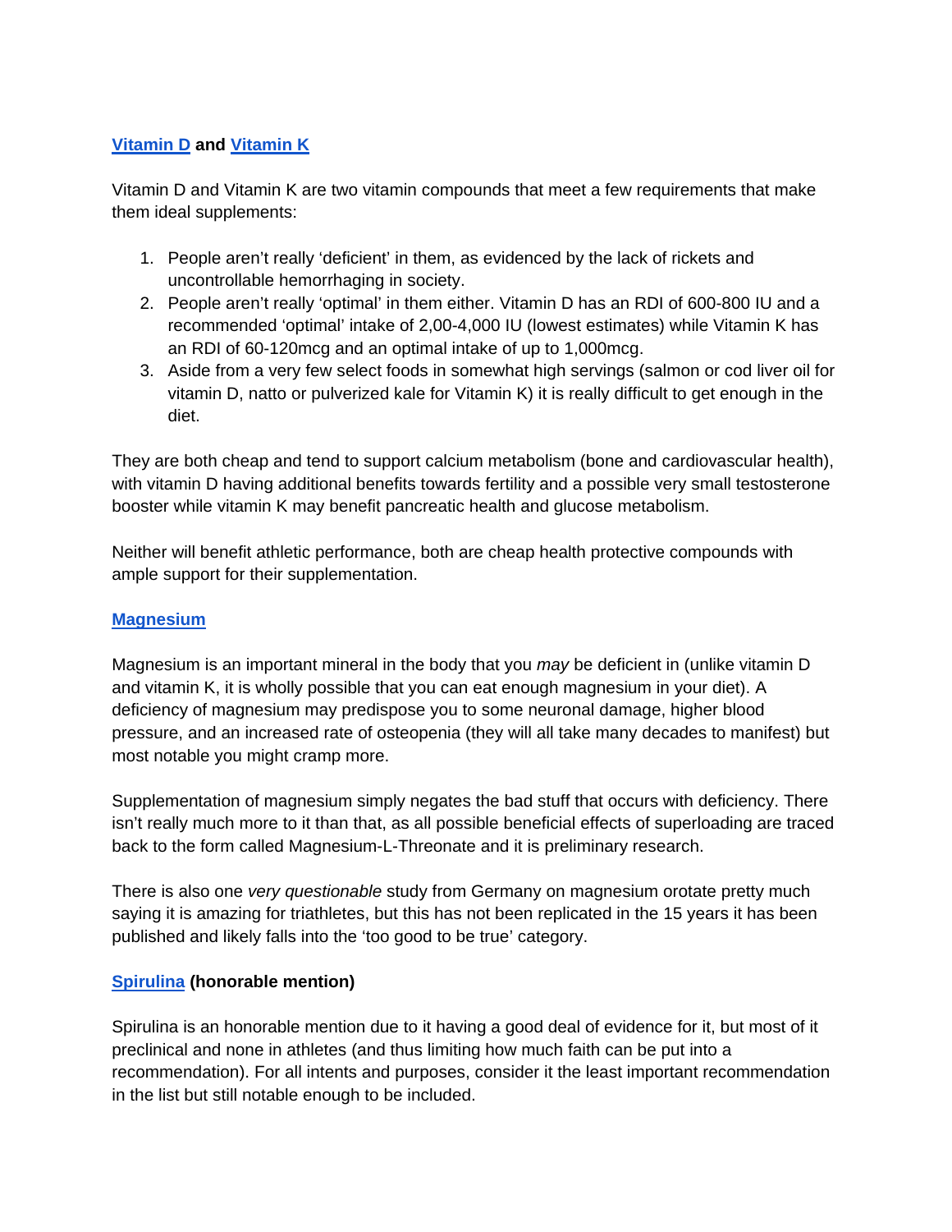**[Vitamin D](#) and [Vitamin K](#)**

Vitamin D and Vitamin K are two vitamin compounds that meet a few requirements that make them ideal supplements:

1. People aren't really 'deficient' in them, as evidenced by the lack of rickets and uncontrollable hemorrhaging in society.
2. People aren't really 'optimal' in them either. Vitamin D has an RDI of 600-800 IU and a recommended 'optimal' intake of 2,00-4,000 IU (lowest estimates) while Vitamin K has an RDI of 60-120mcg and an optimal intake of up to 1,000mcg.
3. Aside from a very few select foods in somewhat high servings (salmon or cod liver oil for vitamin D, natto or pulverized kale for Vitamin K) it is really difficult to get enough in the diet.

They are both cheap and tend to support calcium metabolism (bone and cardiovascular health), with vitamin D having additional benefits towards fertility and a possible very small testosterone booster while vitamin K may benefit pancreatic health and glucose metabolism.

Neither will benefit athletic performance, both are cheap health protective compounds with ample support for their supplementation.

**[Magnesium](#)**

Magnesium is an important mineral in the body that you *may* be deficient in (unlike vitamin D and vitamin K, it is wholly possible that you can eat enough magnesium in your diet). A deficiency of magnesium may predispose you to some neuronal damage, higher blood pressure, and an increased rate of osteopenia (they will all take many decades to manifest) but most notable you might cramp more.

Supplementation of magnesium simply negates the bad stuff that occurs with deficiency. There isn't really much more to it than that, as all possible beneficial effects of superloading are traced back to the form called Magnesium-L-Threonate and it is preliminary research.

There is also one *very questionable* study from Germany on magnesium orotate pretty much saying it is amazing for triathletes, but this has not been replicated in the 15 years it has been published and likely falls into the 'too good to be true' category.

**[Spirulina](#) (honorable mention)**

Spirulina is an honorable mention due to it having a good deal of evidence for it, but most of it preclinical and none in athletes (and thus limiting how much faith can be put into a recommendation). For all intents and purposes, consider it the least important recommendation in the list but still notable enough to be included.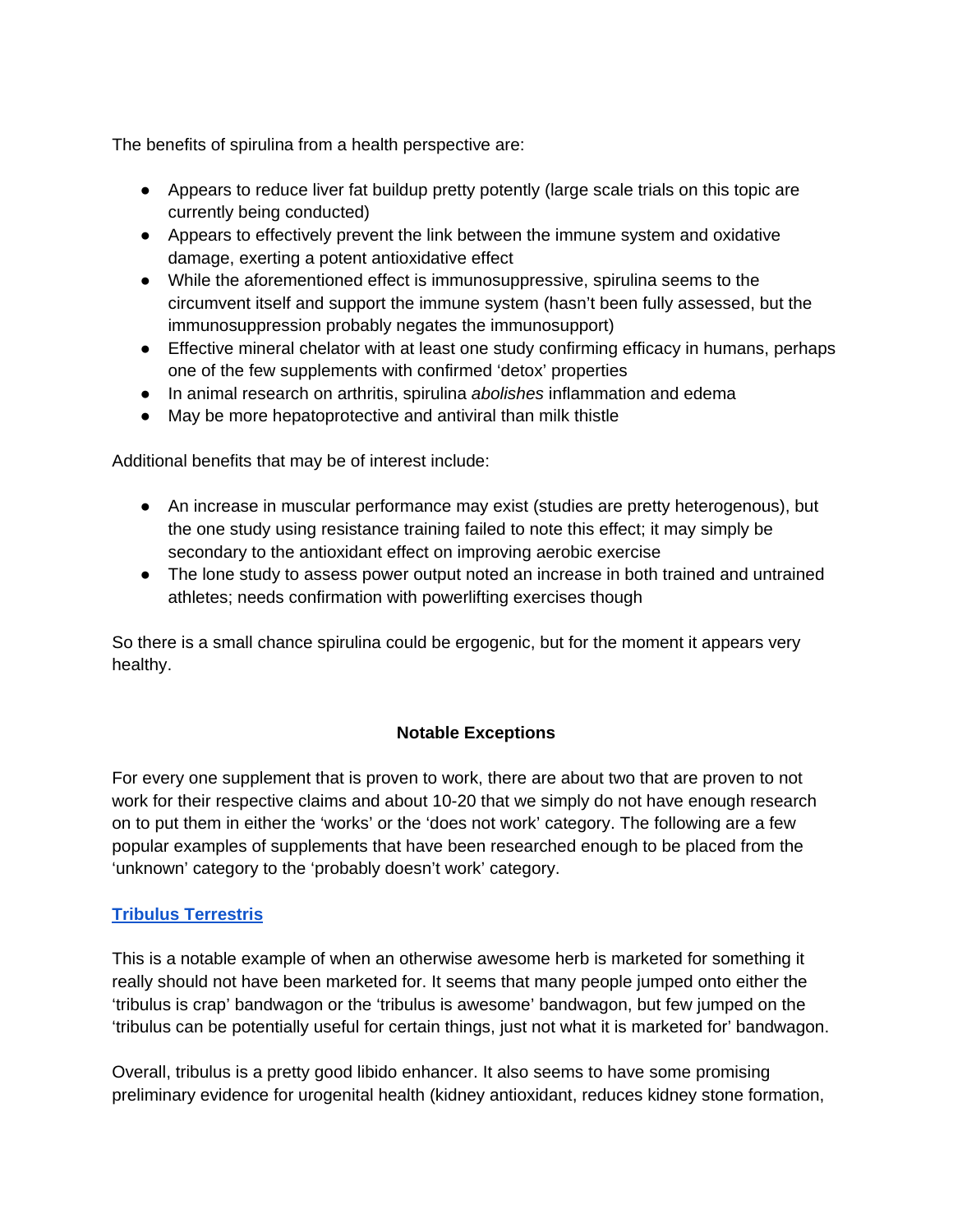The benefits of spirulina from a health perspective are:

- Appears to reduce liver fat buildup pretty potently (large scale trials on this topic are currently being conducted)
- Appears to effectively prevent the link between the immune system and oxidative damage, exerting a potent antioxidative effect
- While the aforementioned effect is immunosuppressive, spirulina seems to the circumvent itself and support the immune system (hasn't been fully assessed, but the immunosuppression probably negates the immunosupport)
- Effective mineral chelator with at least one study confirming efficacy in humans, perhaps one of the few supplements with confirmed 'detox' properties
- In animal research on arthritis, spirulina *abolishes* inflammation and edema
- May be more hepatoprotective and antiviral than milk thistle

Additional benefits that may be of interest include:

- An increase in muscular performance may exist (studies are pretty heterogenous), but the one study using resistance training failed to note this effect; it may simply be secondary to the antioxidant effect on improving aerobic exercise
- The lone study to assess power output noted an increase in both trained and untrained athletes; needs confirmation with powerlifting exercises though

So there is a small chance spirulina could be ergogenic, but for the moment it appears very healthy.

## Notable Exceptions

For every one supplement that is proven to work, there are about two that are proven to not work for their respective claims and about 10-20 that we simply do not have enough research on to put them in either the 'works' or the 'does not work' category. The following are a few popular examples of supplements that have been researched enough to be placed from the 'unknown' category to the 'probably doesn't work' category.

### Tribulus Terrestris

This is a notable example of when an otherwise awesome herb is marketed for something it really should not have been marketed for. It seems that many people jumped onto either the 'tribulus is crap' bandwagon or the 'tribulus is awesome' bandwagon, but few jumped on the 'tribulus can be potentially useful for certain things, just not what it is marketed for' bandwagon.

Overall, tribulus is a pretty good libido enhancer. It also seems to have some promising preliminary evidence for urogenital health (kidney antioxidant, reduces kidney stone formation,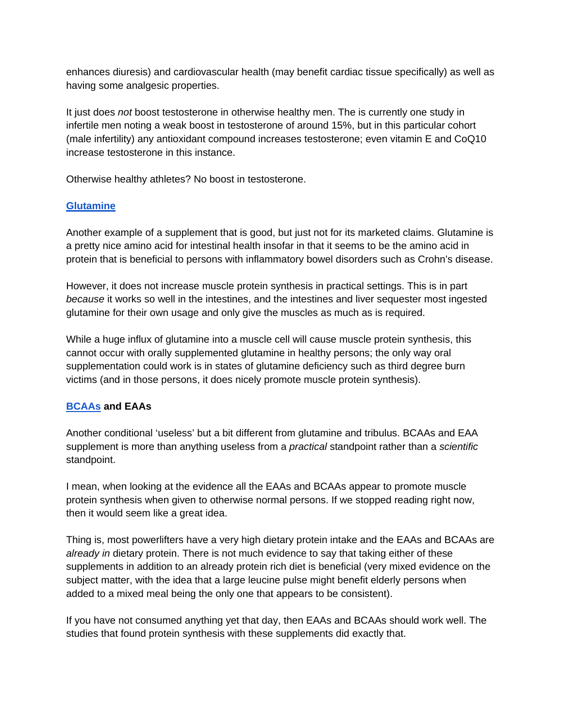enhances diuresis) and cardiovascular health (may benefit cardiac tissue specifically) as well as having some analgesic properties.

It just does *not* boost testosterone in otherwise healthy men. The is currently one study in infertile men noting a weak boost in testosterone of around 15%, but in this particular cohort (male infertility) any antioxidant compound increases testosterone; even vitamin E and CoQ10 increase testosterone in this instance.

Otherwise healthy athletes? No boost in testosterone.

### Glutamine

Another example of a supplement that is good, but just not for its marketed claims. Glutamine is a pretty nice amino acid for intestinal health insofar in that it seems to be the amino acid in protein that is beneficial to persons with inflammatory bowel disorders such as Crohn's disease.

However, it does not increase muscle protein synthesis in practical settings. This is in part *because* it works so well in the intestines, and the intestines and liver sequester most ingested glutamine for their own usage and only give the muscles as much as is required.

While a huge influx of glutamine into a muscle cell will cause muscle protein synthesis, this cannot occur with orally supplemented glutamine in healthy persons; the only way oral supplementation could work is in states of glutamine deficiency such as third degree burn victims (and in those persons, it does nicely promote muscle protein synthesis).

### BCAAs and EAAs

Another conditional 'useless' but a bit different from glutamine and tribulus. BCAAs and EAA supplement is more than anything useless from a *practical* standpoint rather than a *scientific* standpoint.

I mean, when looking at the evidence all the EAAs and BCAAs appear to promote muscle protein synthesis when given to otherwise normal persons. If we stopped reading right now, then it would seem like a great idea.

Thing is, most powerlifters have a very high dietary protein intake and the EAAs and BCAAs are *already in* dietary protein. There is not much evidence to say that taking either of these supplements in addition to an already protein rich diet is beneficial (very mixed evidence on the subject matter, with the idea that a large leucine pulse might benefit elderly persons when added to a mixed meal being the only one that appears to be consistent).

If you have not consumed anything yet that day, then EAAs and BCAAs should work well. The studies that found protein synthesis with these supplements did exactly that.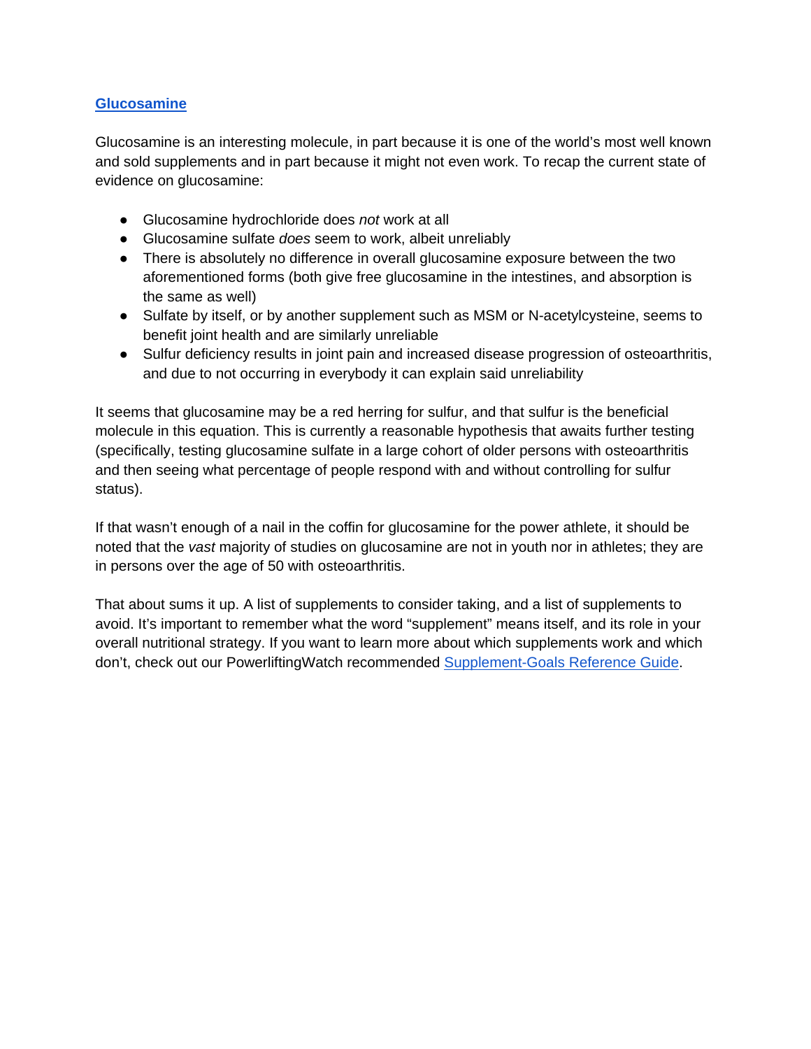## Glucosamine

Glucosamine is an interesting molecule, in part because it is one of the world's most well known and sold supplements and in part because it might not even work. To recap the current state of evidence on glucosamine:

- Glucosamine hydrochloride does *not* work at all
- Glucosamine sulfate *does* seem to work, albeit unreliably
- There is absolutely no difference in overall glucosamine exposure between the two aforementioned forms (both give free glucosamine in the intestines, and absorption is the same as well)
- Sulfate by itself, or by another supplement such as MSM or N-acetylcysteine, seems to benefit joint health and are similarly unreliable
- Sulfur deficiency results in joint pain and increased disease progression of osteoarthritis, and due to not occurring in everybody it can explain said unreliability

It seems that glucosamine may be a red herring for sulfur, and that sulfur is the beneficial molecule in this equation. This is currently a reasonable hypothesis that awaits further testing (specifically, testing glucosamine sulfate in a large cohort of older persons with osteoarthritis and then seeing what percentage of people respond with and without controlling for sulfur status).

If that wasn't enough of a nail in the coffin for glucosamine for the power athlete, it should be noted that the *vast* majority of studies on glucosamine are not in youth nor in athletes; they are in persons over the age of 50 with osteoarthritis.

That about sums it up. A list of supplements to consider taking, and a list of supplements to avoid. It's important to remember what the word "supplement" means itself, and its role in your overall nutritional strategy. If you want to learn more about which supplements work and which don't, check out our PowerliftingWatch recommended Supplement-Goals Reference Guide.